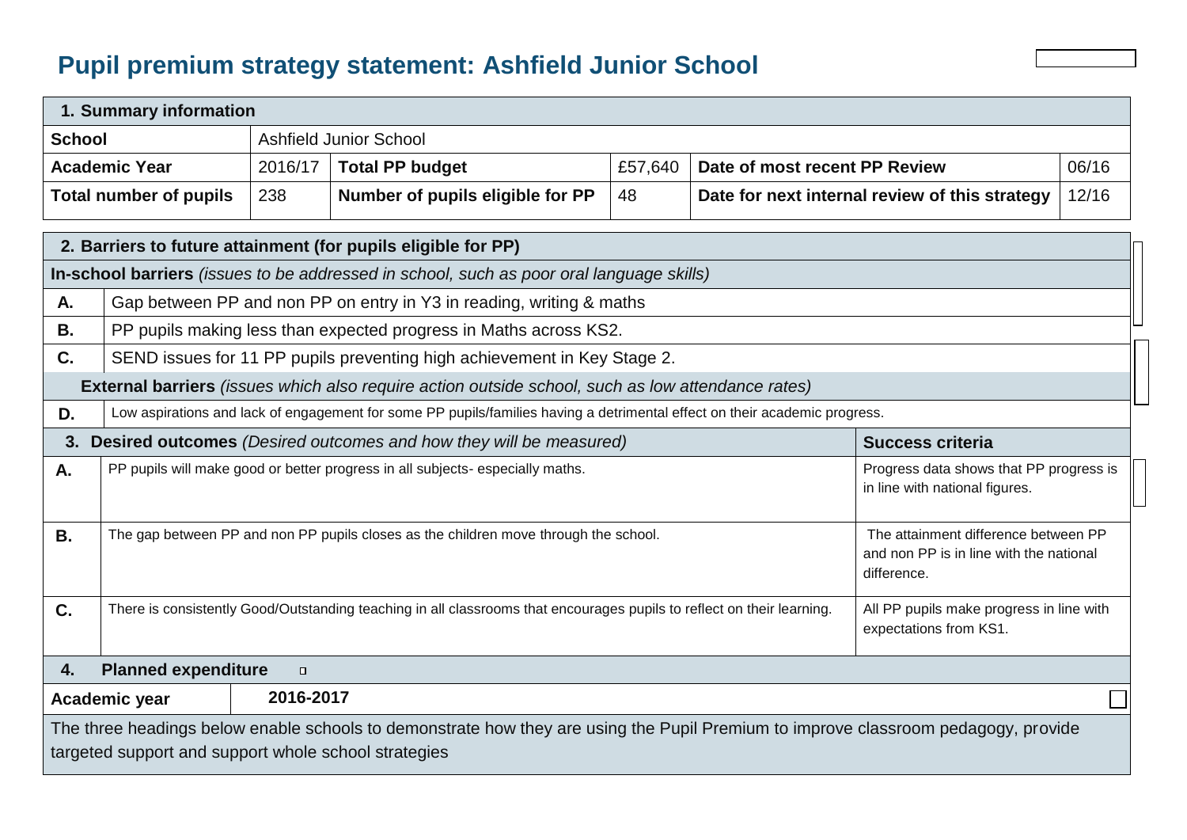# Pupil premium strategy statement: Ashfield Junior School

| 1. Summary information | | | | | |
|---|---|---|---|---|---|
| **School** | Ashfield Junior School | | | | |
| **Academic Year** | 2016/17 | **Total PP budget** | £57,640 | **Date of most recent PP Review** | 06/16 |
| **Total number of pupils** | 238 | **Number of pupils eligible for PP** | 48 | **Date for next internal review of this strategy** | 12/16 |

| 2. Barriers to future attainment (for pupils eligible for PP) | |
|---|---|
| **In-school barriers** *(issues to be addressed in school, such as poor oral language skills)* | |
| **A.** | Gap between PP and non PP on entry in Y3 in reading, writing & maths |
| **B.** | PP pupils making less than expected progress in Maths across KS2. |
| **C.** | SEND issues for 11 PP pupils preventing high achievement in Key Stage 2. |
| **External barriers** *(issues which also require action outside school, such as low attendance rates)* | |
| **D.** | Low aspirations and lack of engagement for some PP pupils/families having a detrimental effect on their academic progress. |

| 3. Desired outcomes *(Desired outcomes and how they will be measured)* | | Success criteria |
|---|---|---|
| **A.** | PP pupils will make good or better progress in all subjects- especially maths. | Progress data shows that PP progress is in line with national figures. |
| **B.** | The gap between PP and non PP pupils closes as the children move through the school. | The attainment difference between PP and non PP is in line with the national difference. |
| **C.** | There is consistently Good/Outstanding teaching in all classrooms that encourages pupils to reflect on their learning. | All PP pupils make progress in line with expectations from KS1. |

| 4. Planned expenditure | |
|---|---|
| **Academic year** | **2016-2017** |
| The three headings below enable schools to demonstrate how they are using the Pupil Premium to improve classroom pedagogy, provide targeted support and support whole school strategies | |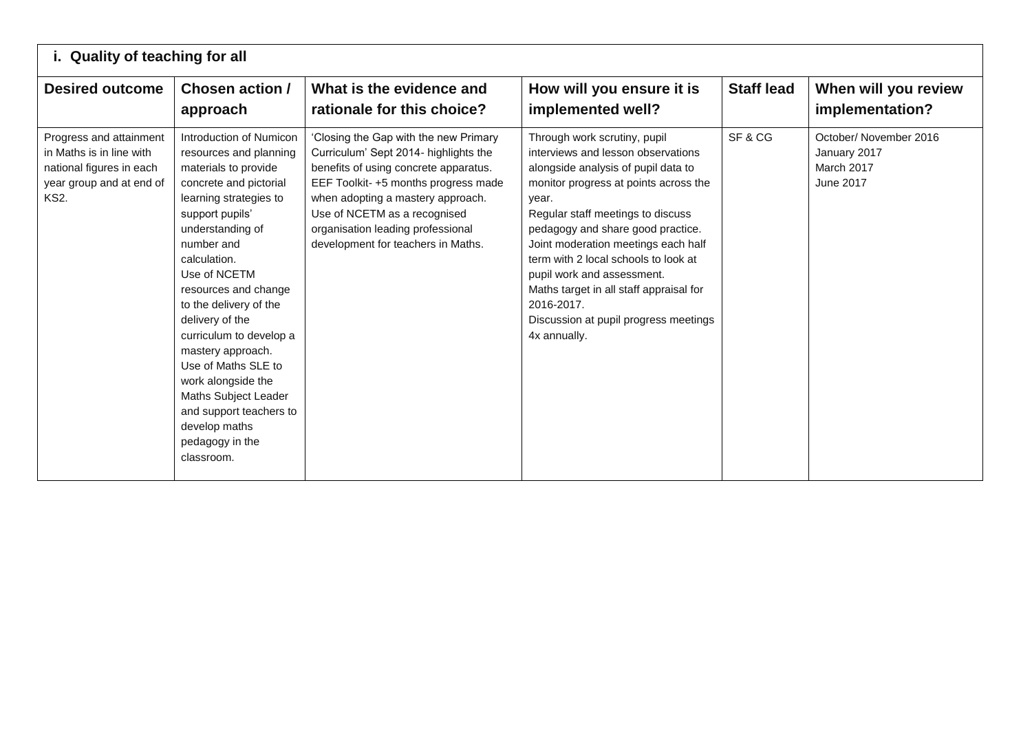| i. Quality of teaching for all | | | | | |
|---|---|---|---|---|---|
| **Desired outcome** | **Chosen action / approach** | **What is the evidence and rationale for this choice?** | **How will you ensure it is implemented well?** | **Staff lead** | **When will you review implementation?** |
| Progress and attainment in Maths is in line with national figures in each year group and at end of KS2. | Introduction of Numicon resources and planning materials to provide concrete and pictorial learning strategies to support pupils' understanding of number and calculation.<br>Use of NCETM resources and change to the delivery of the delivery of the curriculum to develop a mastery approach.<br>Use of Maths SLE to work alongside the Maths Subject Leader and support teachers to develop maths pedagogy in the classroom. | 'Closing the Gap with the new Primary Curriculum' Sept 2014- highlights the benefits of using concrete apparatus.<br>EEF Toolkit- +5 months progress made when adopting a mastery approach.<br>Use of NCETM as a recognised organisation leading professional development for teachers in Maths. | Through work scrutiny, pupil interviews and lesson observations alongside analysis of pupil data to monitor progress at points across the year.<br>Regular staff meetings to discuss pedagogy and share good practice.<br>Joint moderation meetings each half term with 2 local schools to look at pupil work and assessment.<br>Maths target in all staff appraisal for 2016-2017.<br>Discussion at pupil progress meetings 4x annually. | SF & CG | October/ November 2016<br>January 2017<br>March 2017<br>June 2017 |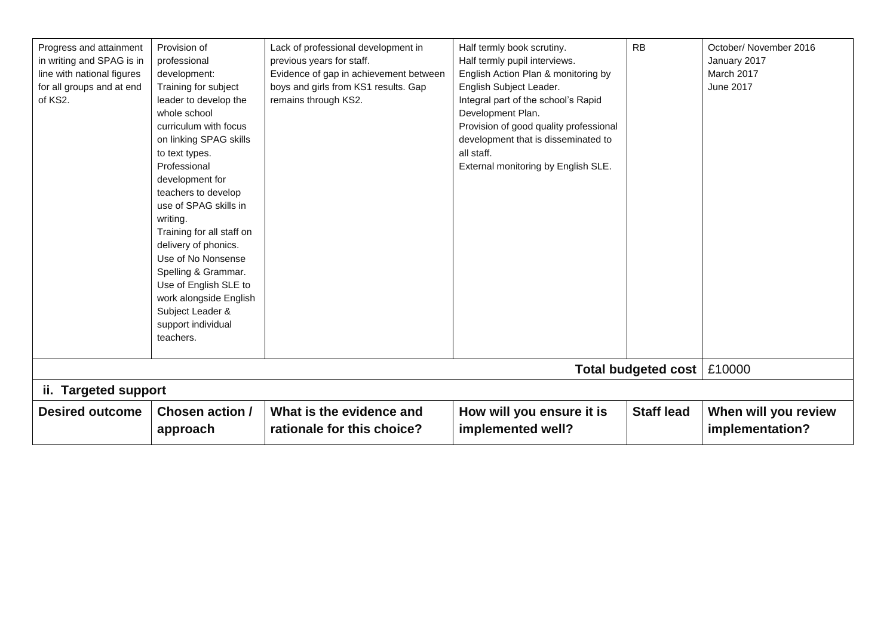| Progress and attainment in writing and SPAG is in line with national figures for all groups and at end of KS2. | Provision of professional development: Training for subject leader to develop the whole school curriculum with focus on linking SPAG skills to text types. Professional development for teachers to develop use of SPAG skills in writing. Training for all staff on delivery of phonics. Use of No Nonsense Spelling & Grammar. Use of English SLE to work alongside English Subject Leader & support individual teachers. | Lack of professional development in previous years for staff. Evidence of gap in achievement between boys and girls from KS1 results. Gap remains through KS2. | Half termly book scrutiny. Half termly pupil interviews. English Action Plan & monitoring by English Subject Leader. Integral part of the school's Rapid Development Plan. Provision of good quality professional development that is disseminated to all staff. External monitoring by English SLE. | RB | October/ November 2016 January 2017 March 2017 June 2017 |
|---|---|---|---|---|---|
| | | | | **Total budgeted cost** | £10000 |

**ii. Targeted support**

| Desired outcome | Chosen action / approach | What is the evidence and rationale for this choice? | How will you ensure it is implemented well? | Staff lead | When will you review implementation? |
|---|---|---|---|---|---|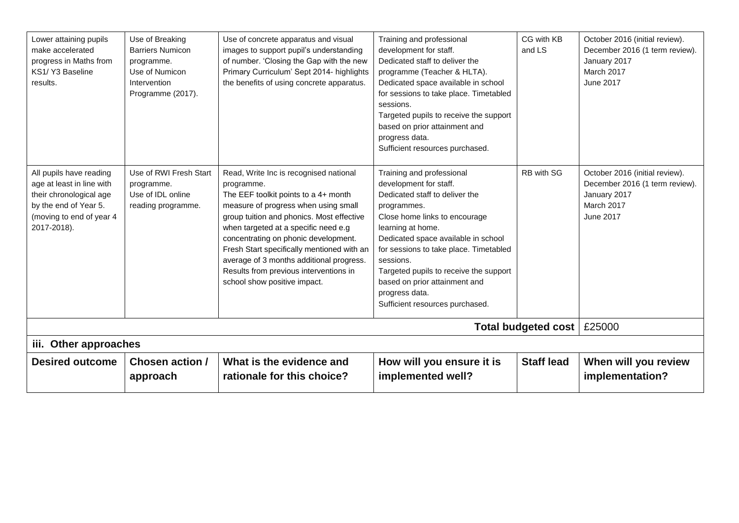| | | | | | |
|---|---|---|---|---|---|
| Lower attaining pupils make accelerated progress in Maths from KS1/ Y3 Baseline results. | Use of Breaking Barriers Numicon programme.<br>Use of Numicon Intervention Programme (2017). | Use of concrete apparatus and visual images to support pupil's understanding of number. 'Closing the Gap with the new Primary Curriculum' Sept 2014- highlights the benefits of using concrete apparatus. | Training and professional development for staff.<br>Dedicated staff to deliver the programme (Teacher & HLTA).<br>Dedicated space available in school for sessions to take place. Timetabled sessions.<br>Targeted pupils to receive the support based on prior attainment and progress data.<br>Sufficient resources purchased. | CG with KB and LS | October 2016 (initial review).<br>December 2016 (1 term review).<br>January 2017<br>March 2017<br>June 2017 |
| All pupils have reading age at least in line with their chronological age by the end of Year 5. (moving to end of year 4 2017-2018). | Use of RWI Fresh Start programme.<br>Use of IDL online reading programme. | Read, Write Inc is recognised national programme.<br>The EEF toolkit points to a 4+ month measure of progress when using small group tuition and phonics. Most effective when targeted at a specific need e.g concentrating on phonic development. Fresh Start specifically mentioned with an average of 3 months additional progress. Results from previous interventions in school show positive impact. | Training and professional development for staff.<br>Dedicated staff to deliver the programmes.<br>Close home links to encourage learning at home.<br>Dedicated space available in school for sessions to take place. Timetabled sessions.<br>Targeted pupils to receive the support based on prior attainment and progress data.<br>Sufficient resources purchased. | RB with SG | October 2016 (initial review).<br>December 2016 (1 term review).<br>January 2017<br>March 2017<br>June 2017 |
| | | | | **Total budgeted cost** | £25000 |

**iii. Other approaches**

| Desired outcome | Chosen action / approach | What is the evidence and rationale for this choice? | How will you ensure it is implemented well? | Staff lead | When will you review implementation? |
|---|---|---|---|---|---|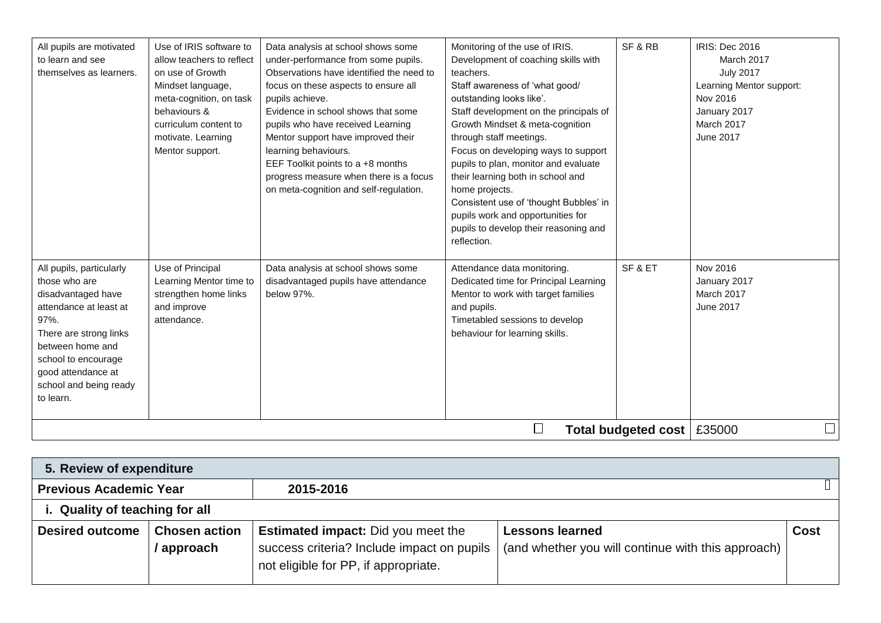| | | | | | |
|---|---|---|---|---|---|
| All pupils are motivated to learn and see themselves as learners. | Use of IRIS software to allow teachers to reflect on use of Growth Mindset language, meta-cognition, on task behaviours & curriculum content to motivate. Learning Mentor support. | Data analysis at school shows some under-performance from some pupils. Observations have identified the need to focus on these aspects to ensure all pupils achieve. Evidence in school shows that some pupils who have received Learning Mentor support have improved their learning behaviours. EEF Toolkit points to a +8 months progress measure when there is a focus on meta-cognition and self-regulation. | Monitoring of the use of IRIS. Development of coaching skills with teachers. Staff awareness of 'what good/ outstanding looks like'. Staff development on the principals of Growth Mindset & meta-cognition through staff meetings. Focus on developing ways to support pupils to plan, monitor and evaluate their learning both in school and home projects. Consistent use of 'thought Bubbles' in pupils work and opportunities for pupils to develop their reasoning and reflection. | SF & RB | IRIS: Dec 2016<br>March 2017<br>July 2017<br>Learning Mentor support:<br>Nov 2016<br>January 2017<br>March 2017<br>June 2017 |
| All pupils, particularly those who are disadvantaged have attendance at least at 97%.<br>There are strong links between home and school to encourage good attendance at school and being ready to learn. | Use of Principal Learning Mentor time to strengthen home links and improve attendance. | Data analysis at school shows some disadvantaged pupils have attendance below 97%. | Attendance data monitoring. Dedicated time for Principal Learning Mentor to work with target families and pupils. Timetabled sessions to develop behaviour for learning skills. | SF & ET | Nov 2016<br>January 2017<br>March 2017<br>June 2017 |
| | | | | **Total budgeted cost** | £35000 |

| **5. Review of expenditure** | | | | |
|---|---|---|---|---|
| **Previous Academic Year** | **2015-2016** | | | |
| **i. Quality of teaching for all** | | | | |
| **Desired outcome** | **Chosen action / approach** | **Estimated impact:** Did you meet the success criteria? Include impact on pupils not eligible for PP, if appropriate. | **Lessons learned** (and whether you will continue with this approach) | **Cost** |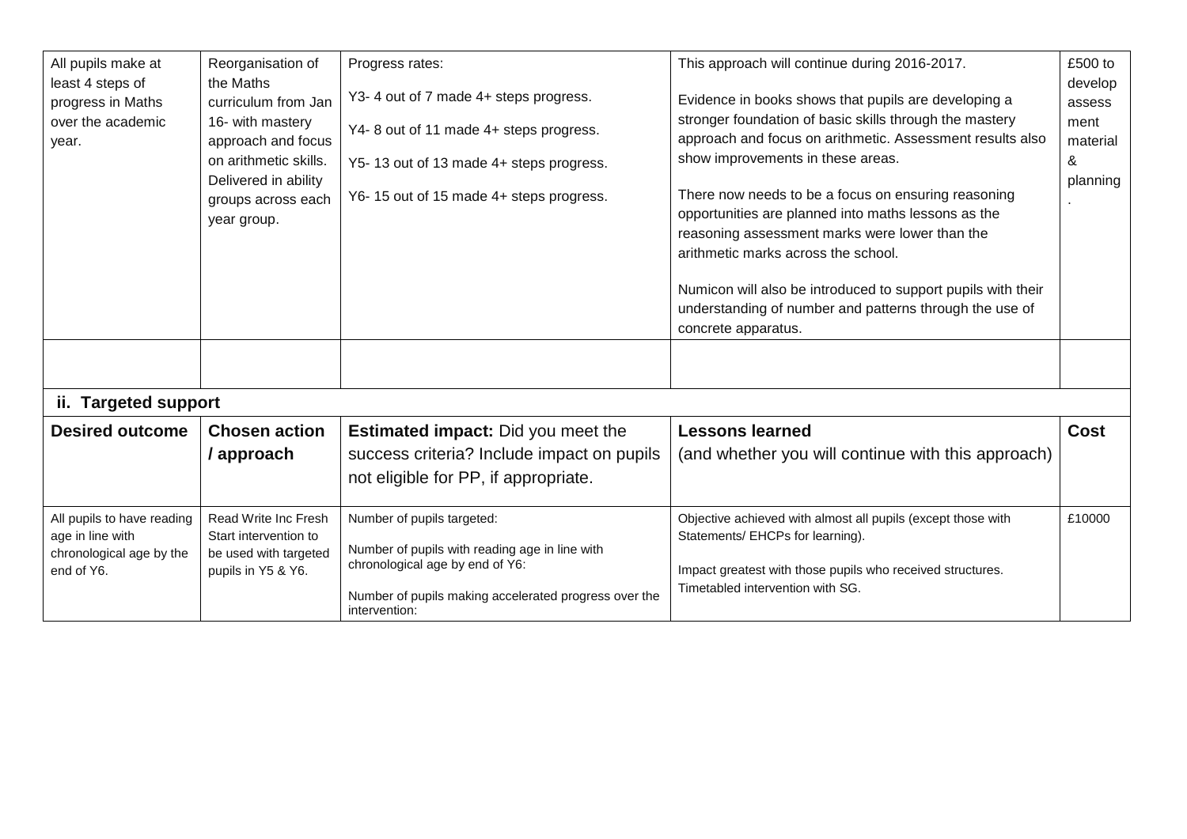| All pupils make at least 4 steps of progress in Maths over the academic year. | Reorganisation of the Maths curriculum from Jan 16- with mastery approach and focus on arithmetic skills. Delivered in ability groups across each year group. | Progress rates:<br><br>Y3- 4 out of 7 made 4+ steps progress.<br><br>Y4- 8 out of 11 made 4+ steps progress.<br><br>Y5- 13 out of 13 made 4+ steps progress.<br><br>Y6- 15 out of 15 made 4+ steps progress. | This approach will continue during 2016-2017.<br><br>Evidence in books shows that pupils are developing a stronger foundation of basic skills through the mastery approach and focus on arithmetic. Assessment results also show improvements in these areas.<br><br>There now needs to be a focus on ensuring reasoning opportunities are planned into maths lessons as the reasoning assessment marks were lower than the arithmetic marks across the school.<br><br>Numicon will also be introduced to support pupils with their understanding of number and patterns through the use of concrete apparatus. | £500 to develop assessment material & planning. |
|---|---|---|---|---|
| | | | | |

## ii. Targeted support

| Desired outcome | Chosen action / approach | **Estimated impact:** Did you meet the success criteria? Include impact on pupils not eligible for PP, if appropriate. | **Lessons learned** (and whether you will continue with this approach) | Cost |
|---|---|---|---|---|
| All pupils to have reading age in line with chronological age by the end of Y6. | Read Write Inc Fresh Start intervention to be used with targeted pupils in Y5 & Y6. | Number of pupils targeted:<br><br>Number of pupils with reading age in line with chronological age by end of Y6:<br><br>Number of pupils making accelerated progress over the intervention: | Objective achieved with almost all pupils (except those with Statements/ EHCPs for learning).<br><br>Impact greatest with those pupils who received structures. Timetabled intervention with SG. | £10000 |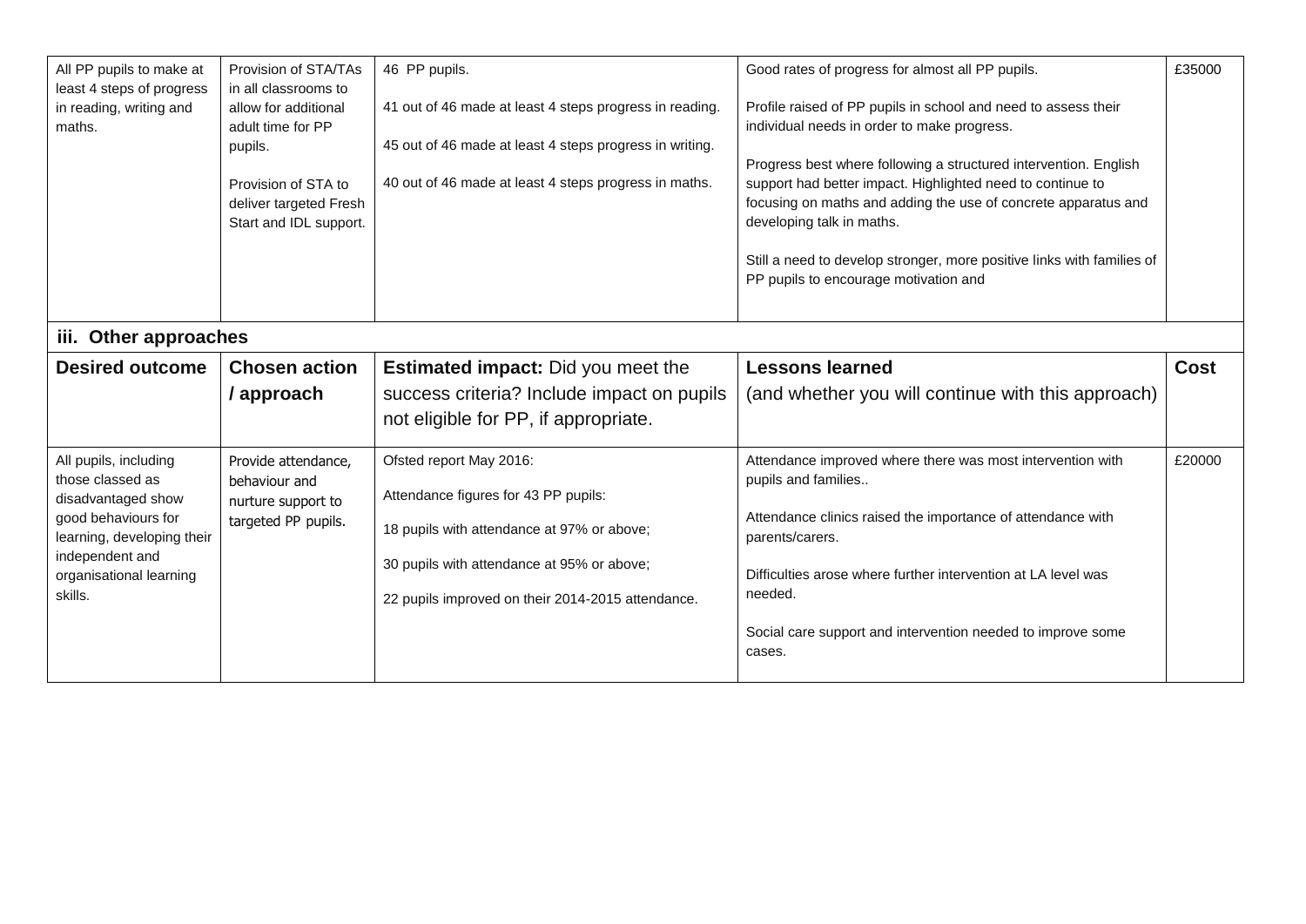| | | | | |
|---|---|---|---|---|
| All PP pupils to make at least 4 steps of progress in reading, writing and maths. | Provision of STA/TAs in all classrooms to allow for additional adult time for PP pupils.<br><br>Provision of STA to deliver targeted Fresh Start and IDL support. | 46 PP pupils.<br><br>41 out of 46 made at least 4 steps progress in reading.<br><br>45 out of 46 made at least 4 steps progress in writing.<br><br>40 out of 46 made at least 4 steps progress in maths. | Good rates of progress for almost all PP pupils.<br><br>Profile raised of PP pupils in school and need to assess their individual needs in order to make progress.<br><br>Progress best where following a structured intervention. English support had better impact. Highlighted need to continue to focusing on maths and adding the use of concrete apparatus and developing talk in maths.<br><br>Still a need to develop stronger, more positive links with families of PP pupils to encourage motivation and | £35000 |

### iii. Other approaches

| Desired outcome | Chosen action / approach | Estimated impact: Did you meet the success criteria? Include impact on pupils not eligible for PP, if appropriate. | Lessons learned (and whether you will continue with this approach) | Cost |
|---|---|---|---|---|
| All pupils, including those classed as disadvantaged show good behaviours for learning, developing their independent and organisational learning skills. | Provide attendance, behaviour and nurture support to targeted PP pupils. | Ofsted report May 2016:<br><br>Attendance figures for 43 PP pupils:<br><br>18 pupils with attendance at 97% or above;<br><br>30 pupils with attendance at 95% or above;<br><br>22 pupils improved on their 2014-2015 attendance. | Attendance improved where there was most intervention with pupils and families..<br><br>Attendance clinics raised the importance of attendance with parents/carers.<br><br>Difficulties arose where further intervention at LA level was needed.<br><br>Social care support and intervention needed to improve some cases. | £20000 |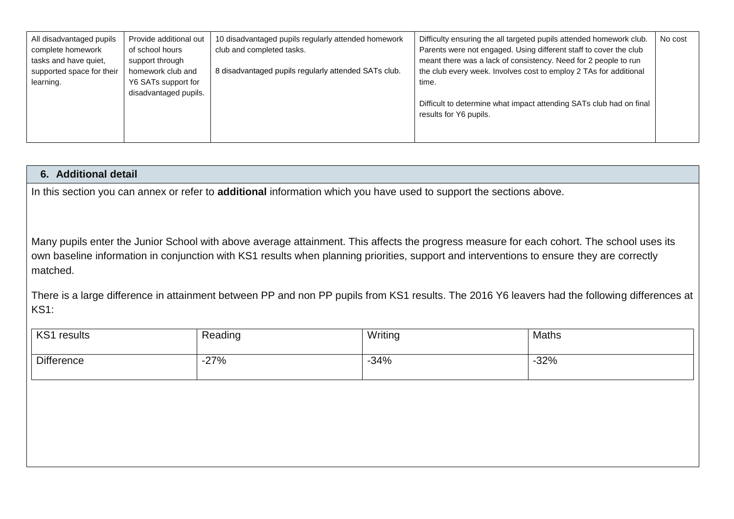| | | | | |
|---|---|---|---|---|
| All disadvantaged pupils complete homework tasks and have quiet, supported space for their learning. | Provide additional out of school hours support through homework club and Y6 SATs support for disadvantaged pupils. | 10 disadvantaged pupils regularly attended homework club and completed tasks.<br><br>8 disadvantaged pupils regularly attended SATs club. | Difficulty ensuring the all targeted pupils attended homework club. Parents were not engaged. Using different staff to cover the club meant there was a lack of consistency. Need for 2 people to run the club every week. Involves cost to employ 2 TAs for additional time.<br><br>Difficult to determine what impact attending SATs club had on final results for Y6 pupils. | No cost |

## 6. Additional detail

In this section you can annex or refer to **additional** information which you have used to support the sections above.

Many pupils enter the Junior School with above average attainment. This affects the progress measure for each cohort. The school uses its own baseline information in conjunction with KS1 results when planning priorities, support and interventions to ensure they are correctly matched.

There is a large difference in attainment between PP and non PP pupils from KS1 results. The 2016 Y6 leavers had the following differences at KS1:

| KS1 results | Reading | Writing | Maths |
|---|---|---|---|
| Difference | -27% | -34% | -32% |